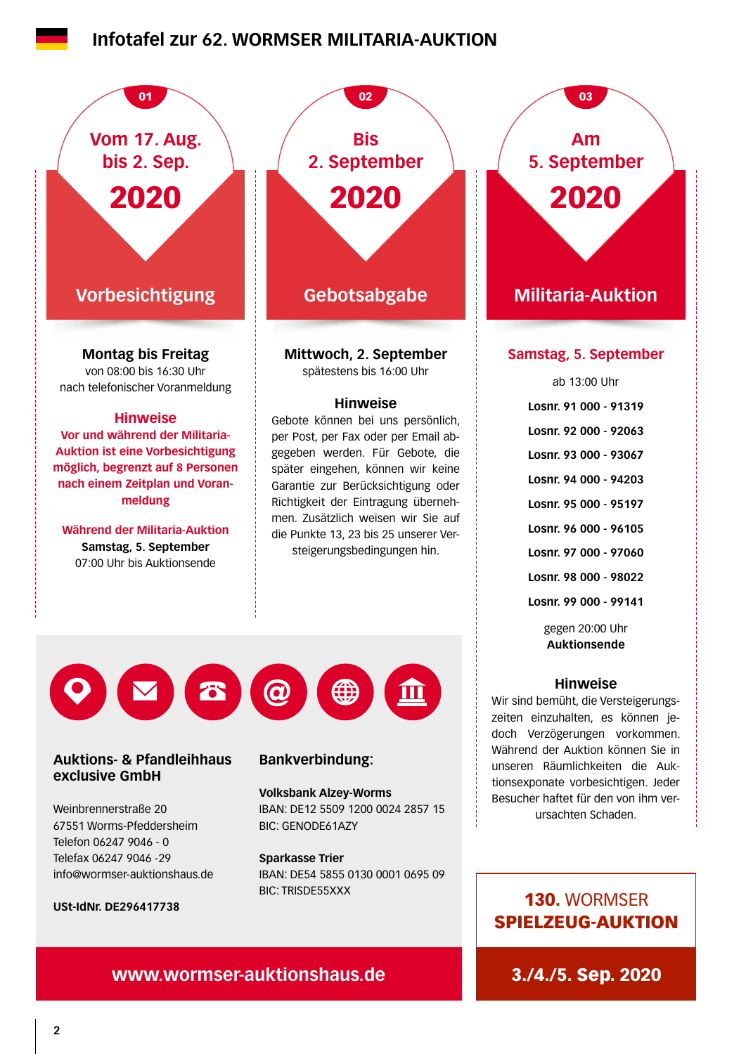# Infotafel zur 62. WORMSER MILITARIA-AUKTION

## 01 — Vom 17. Aug. bis 2. Sep. 2020

### Vorbesichtigung

**Montag bis Freitag**
von 08:00 bis 16:30 Uhr
nach telefonischer Voranmeldung

**Hinweise**

**Vor und während der Militaria-Auktion ist eine Vorbesichtigung möglich, begrenzt auf 8 Personen nach einem Zeitplan und Voranmeldung**

**Während der Militaria-Auktion**
**Samstag, 5. September**
07:00 Uhr bis Auktionsende

## 02 — Bis 2. September 2020

### Gebotsabgabe

**Mittwoch, 2. September**
spätestens bis 16:00 Uhr

**Hinweise**

Gebote können bei uns persönlich, per Post, per Fax oder per Email abgegeben werden. Für Gebote, die später eingehen, können wir keine Garantie zur Berücksichtigung oder Richtigkeit der Eintragung übernehmen. Zusätzlich weisen wir Sie auf die Punkte 13, 23 bis 25 unserer Versteigerungsbedingungen hin.

## 03 — Am 5. September 2020

### Militaria-Auktion

**Samstag, 5. September**

ab 13:00 Uhr

**Losnr. 91 000 - 91319**

**Losnr. 92 000 - 92063**

**Losnr. 93 000 - 93067**

**Losnr. 94 000 - 94203**

**Losnr. 95 000 - 95197**

**Losnr. 96 000 - 96105**

**Losnr. 97 000 - 97060**

**Losnr. 98 000 - 98022**

**Losnr. 99 000 - 99141**

gegen 20:00 Uhr
**Auktionsende**

**Hinweise**

Wir sind bemüht, die Versteigerungszeiten einzuhalten, es können jedoch Verzögerungen vorkommen. Während der Auktion können Sie in unseren Räumlichkeiten die Auktionsexponate vorbesichtigen. Jeder Besucher haftet für den von ihm verursachten Schaden.

---

**Auktions- & Pfandleihhaus exclusive GmbH**

Weinbrennerstraße 20
67551 Worms-Pfeddersheim
Telefon 06247 9046 - 0
Telefax 06247 9046 -29
info@wormser-auktionshaus.de

**USt-IdNr. DE296417738**

**Bankverbindung:**

**Volksbank Alzey-Worms**
IBAN: DE12 5509 1200 0024 2857 15
BIC: GENODE61AZY

**Sparkasse Trier**
IBAN: DE54 5855 0130 0001 0695 09
BIC: TRISDE55XXX

**www.wormser-auktionshaus.de**

---

**130. WORMSER SPIELZEUG-AUKTION**

**3./4./5. Sep. 2020**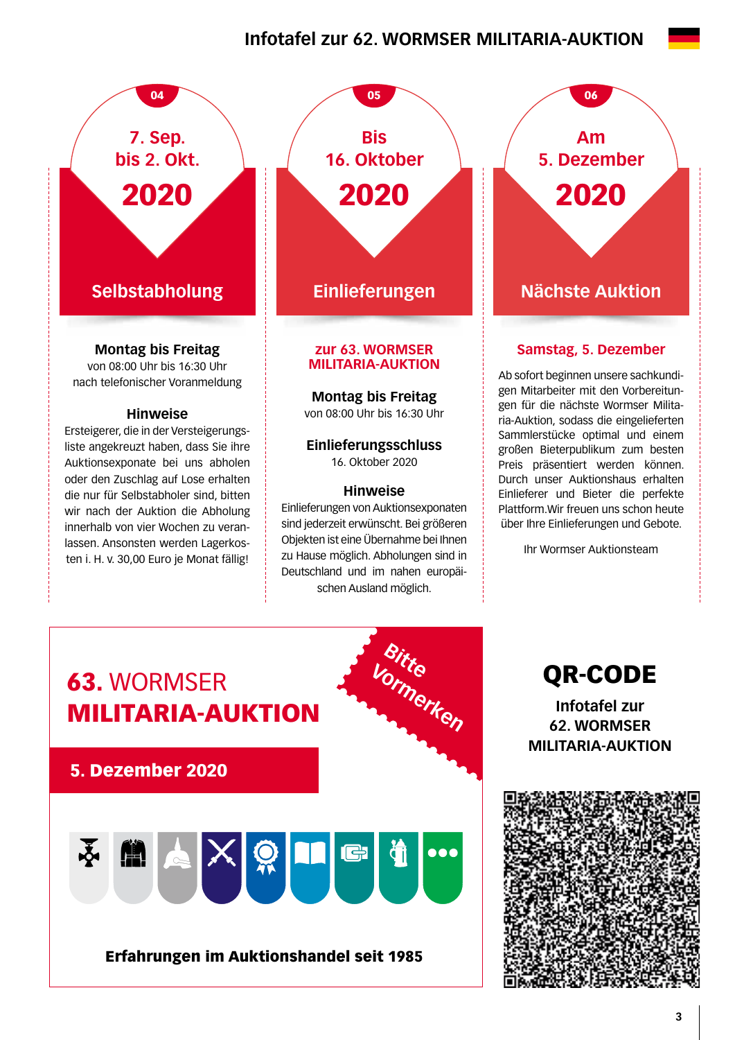# Infotafel zur 62. WORMSER MILITARIA-AUKTION

## 04

**7. Sep. bis 2. Okt. 2020**

### Selbstabholung

**Montag bis Freitag**
von 08:00 Uhr bis 16:30 Uhr
nach telefonischer Voranmeldung

**Hinweise**

Ersteigerer, die in der Versteigerungsliste angekreuzt haben, dass Sie ihre Auktionsexponate bei uns abholen oder den Zuschlag auf Lose erhalten die nur für Selbstabholer sind, bitten wir nach der Auktion die Abholung innerhalb von vier Wochen zu veranlassen. Ansonsten werden Lagerkosten i. H. v. 30,00 Euro je Monat fällig!

## 05

**Bis 16. Oktober 2020**

### Einlieferungen

**zur 63. WORMSER MILITARIA-AUKTION**

**Montag bis Freitag**
von 08:00 Uhr bis 16:30 Uhr

**Einlieferungsschluss**
16. Oktober 2020

**Hinweise**

Einlieferungen von Auktionsexponaten sind jederzeit erwünscht. Bei größeren Objekten ist eine Übernahme bei Ihnen zu Hause möglich. Abholungen sind in Deutschland und im nahen europäischen Ausland möglich.

## 06

**Am 5. Dezember 2020**

### Nächste Auktion

**Samstag, 5. Dezember**

Ab sofort beginnen unsere sachkundigen Mitarbeiter mit den Vorbereitungen für die nächste Wormser Militaria-Auktion, sodass die eingelieferten Sammlerstücke optimal und einem großen Bieterpublikum zum besten Preis präsentiert werden können. Durch unser Auktionshaus erhalten Einlieferer und Bieter die perfekte Plattform.Wir freuen uns schon heute über Ihre Einlieferungen und Gebote.

Ihr Wormser Auktionsteam

---

## 63. WORMSER MILITARIA-AUKTION

Bitte Vormerken

**5. Dezember 2020**

**Erfahrungen im Auktionshandel seit 1985**

---

## QR-CODE

**Infotafel zur 62. WORMSER MILITARIA-AUKTION**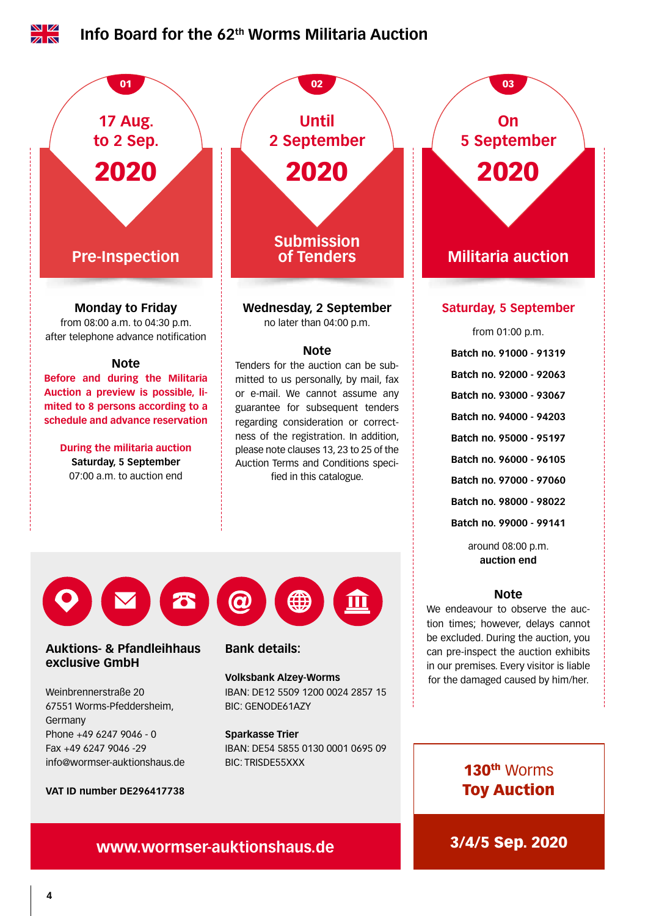# Info Board for the 62th Worms Militaria Auction

## 01 — 17 Aug. to 2 Sep. 2020 — Pre-Inspection

**Monday to Friday**
from 08:00 a.m. to 04:30 p.m.
after telephone advance notification

**Note**

**Before and during the Militaria Auction a preview is possible, limited to 8 persons according to a schedule and advance reservation**

**During the militaria auction**
**Saturday, 5 September**
07:00 a.m. to auction end

## 02 — Until 2 September 2020 — Submission of Tenders

**Wednesday, 2 September**
no later than 04:00 p.m.

**Note**

Tenders for the auction can be submitted to us personally, by mail, fax or e-mail. We cannot assume any guarantee for subsequent tenders regarding consideration or correctness of the registration. In addition, please note clauses 13, 23 to 25 of the Auction Terms and Conditions specified in this catalogue.

## 03 — On 5 September 2020 — Militaria auction

**Saturday, 5 September**

from 01:00 p.m.

**Batch no. 91000 - 91319**

**Batch no. 92000 - 92063**

**Batch no. 93000 - 93067**

**Batch no. 94000 - 94203**

**Batch no. 95000 - 95197**

**Batch no. 96000 - 96105**

**Batch no. 97000 - 97060**

**Batch no. 98000 - 98022**

**Batch no. 99000 - 99141**

around 08:00 p.m.
**auction end**

**Note**

We endeavour to observe the auction times; however, delays cannot be excluded. During the auction, you can pre-inspect the auction exhibits in our premises. Every visitor is liable for the damaged caused by him/her.

**Auktions- & Pfandleihhaus exclusive GmbH**

Weinbrennerstraße 20
67551 Worms-Pfeddersheim,
Germany
Phone +49 6247 9046 - 0
Fax +49 6247 9046 -29
info@wormser-auktionshaus.de

**VAT ID number DE296417738**

**Bank details:**

**Volksbank Alzey-Worms**
IBAN: DE12 5509 1200 0024 2857 15
BIC: GENODE61AZY

**Sparkasse Trier**
IBAN: DE54 5855 0130 0001 0695 09
BIC: TRISDE55XXX

**www.wormser-auktionshaus.de**

**130th Worms Toy Auction**

**3/4/5 Sep. 2020**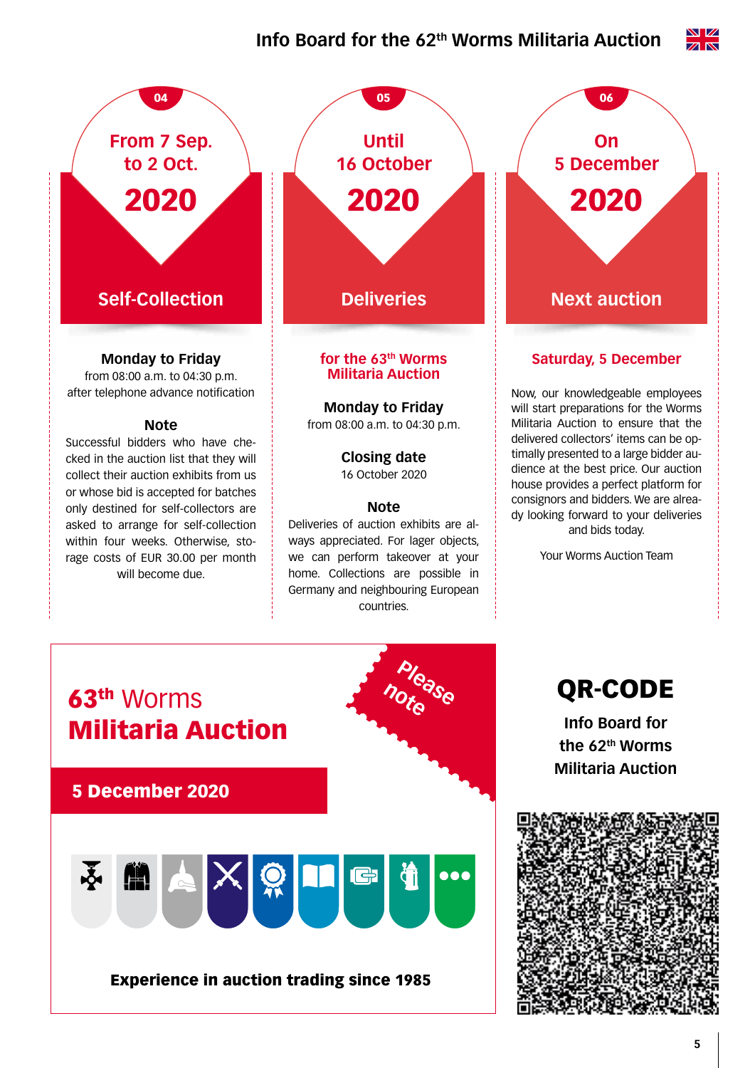# Info Board for the 62th Worms Militaria Auction

## 04

From 7 Sep. to 2 Oct.

**2020**

### Self-Collection

**Monday to Friday**
from 08:00 a.m. to 04:30 p.m.
after telephone advance notification

**Note**

Successful bidders who have checked in the auction list that they will collect their auction exhibits from us or whose bid is accepted for batches only destined for self-collectors are asked to arrange for self-collection within four weeks. Otherwise, storage costs of EUR 30.00 per month will become due.

## 05

Until 16 October

**2020**

### Deliveries

**for the 63th Worms Militaria Auction**

**Monday to Friday**
from 08:00 a.m. to 04:30 p.m.

**Closing date**
16 October 2020

**Note**

Deliveries of auction exhibits are always appreciated. For lager objects, we can perform takeover at your home. Collections are possible in Germany and neighbouring European countries.

## 06

On 5 December

**2020**

### Next auction

**Saturday, 5 December**

Now, our knowledgeable employees will start preparations for the Worms Militaria Auction to ensure that the delivered collectors' items can be optimally presented to a large bidder audience at the best price. Our auction house provides a perfect platform for consignors and bidders. We are already looking forward to your deliveries and bids today.

Your Worms Auction Team

---

## 63th Worms Militaria Auction

Please note

**5 December 2020**

**Experience in auction trading since 1985**

## QR-CODE

**Info Board for the 62th Worms Militaria Auction**